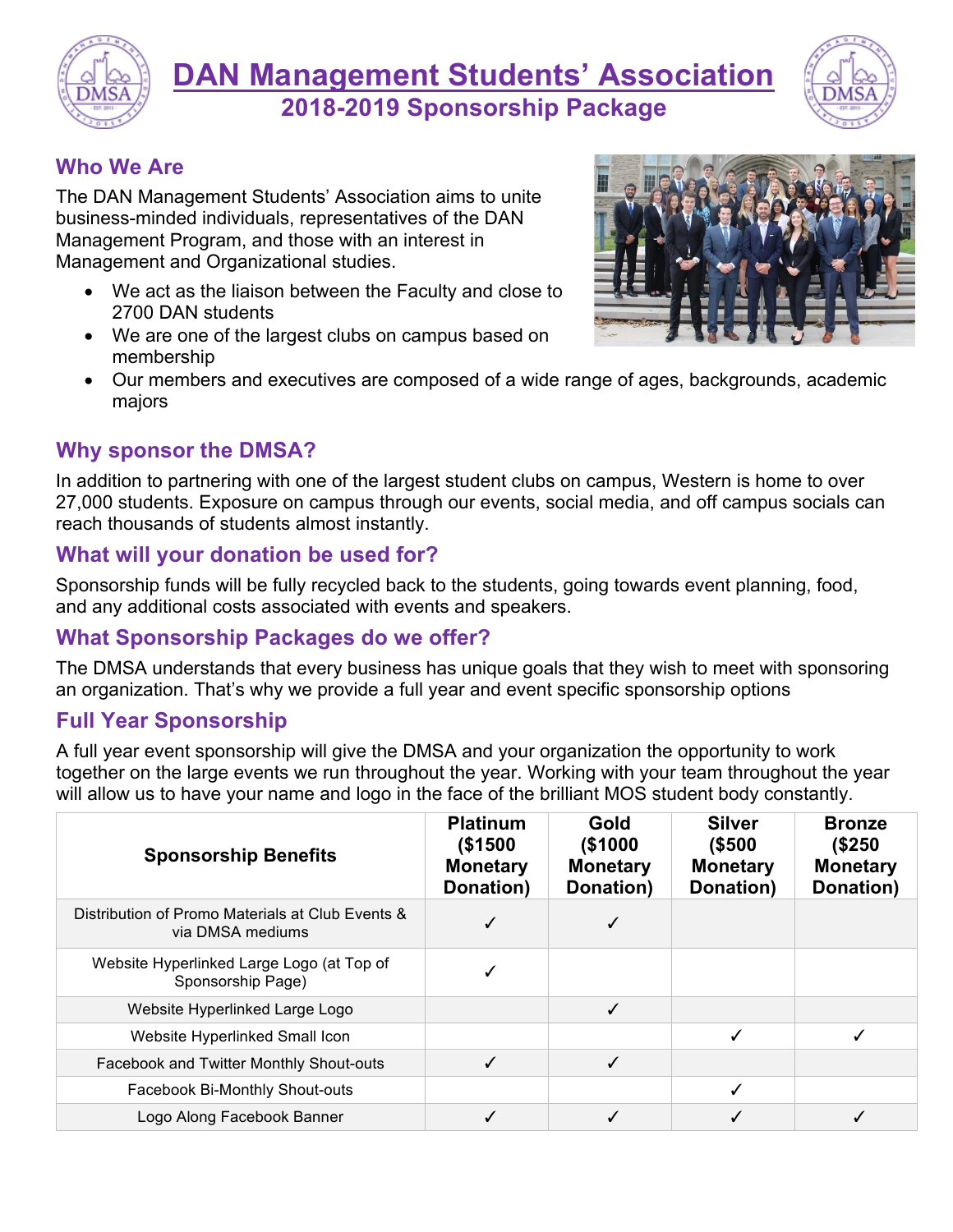# DAN Management Students' Association

## 2018-2019 Sponsorship Package

### Who We Are

The DAN Management Students' Association aims to unite business-minded individuals, representatives of the DAN Management Program, and those with an interest in Management and Organizational studies.

- We act as the liaison between the Faculty and close to 2700 DAN students
- We are one of the largest clubs on campus based on membership
- Our members and executives are composed of a wide range of ages, backgrounds, academic majors

### Why sponsor the DMSA?

In addition to partnering with one of the largest student clubs on campus, Western is home to over 27,000 students. Exposure on campus through our events, social media, and off campus socials can reach thousands of students almost instantly.

### What will your donation be used for?

Sponsorship funds will be fully recycled back to the students, going towards event planning, food, and any additional costs associated with events and speakers.

### What Sponsorship Packages do we offer?

The DMSA understands that every business has unique goals that they wish to meet with sponsoring an organization. That's why we provide a full year and event specific sponsorship options

### Full Year Sponsorship

A full year event sponsorship will give the DMSA and your organization the opportunity to work together on the large events we run throughout the year. Working with your team throughout the year will allow us to have your name and logo in the face of the brilliant MOS student body constantly.

| Sponsorship Benefits | Platinum ($1500 Monetary Donation) | Gold ($1000 Monetary Donation) | Silver ($500 Monetary Donation) | Bronze ($250 Monetary Donation) |
|---|---|---|---|---|
| Distribution of Promo Materials at Club Events & via DMSA mediums | ✓ | ✓ | | |
| Website Hyperlinked Large Logo (at Top of Sponsorship Page) | ✓ | | | |
| Website Hyperlinked Large Logo | | ✓ | | |
| Website Hyperlinked Small Icon | | | ✓ | ✓ |
| Facebook and Twitter Monthly Shout-outs | ✓ | ✓ | | |
| Facebook Bi-Monthly Shout-outs | | | ✓ | |
| Logo Along Facebook Banner | ✓ | ✓ | ✓ | ✓ |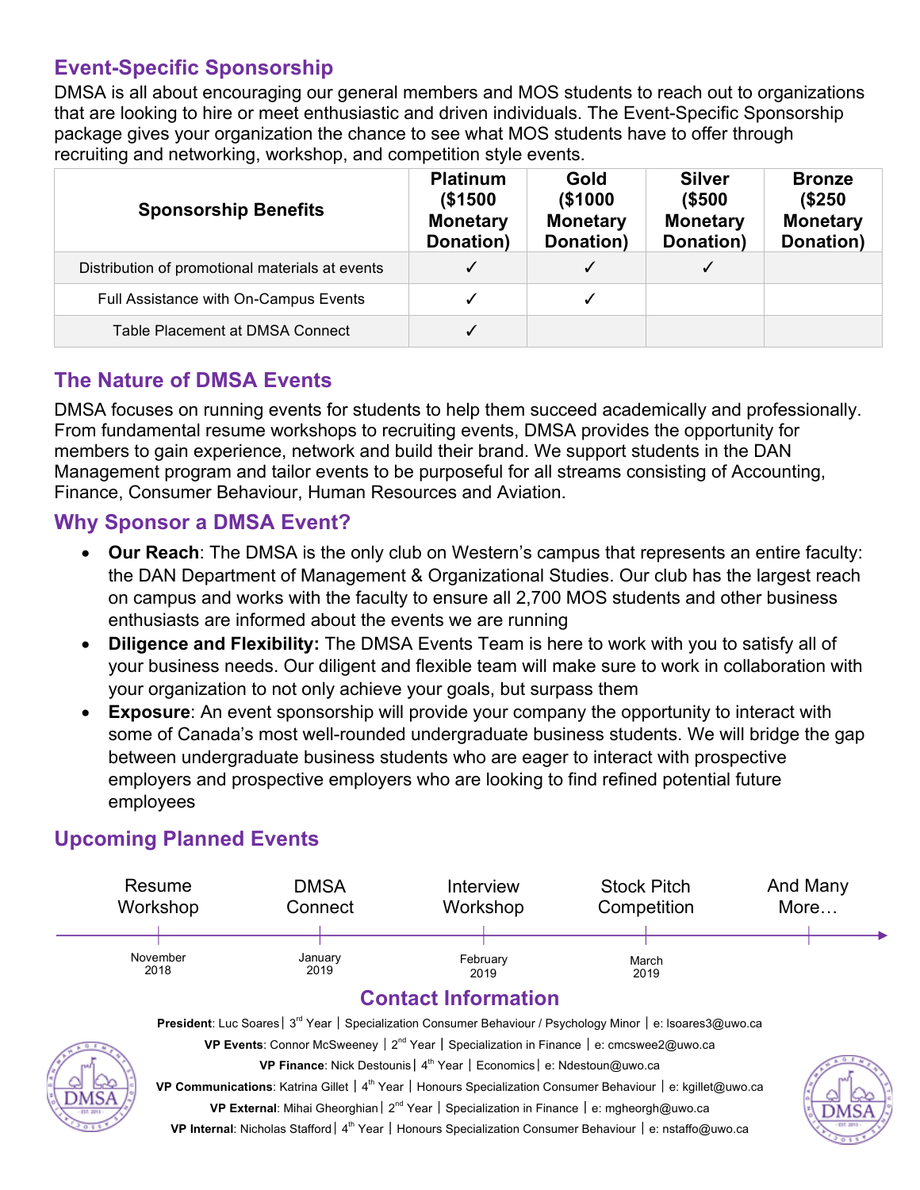## Event-Specific Sponsorship

DMSA is all about encouraging our general members and MOS students to reach out to organizations that are looking to hire or meet enthusiastic and driven individuals. The Event-Specific Sponsorship package gives your organization the chance to see what MOS students have to offer through recruiting and networking, workshop, and competition style events.

| Sponsorship Benefits | Platinum ($1500 Monetary Donation) | Gold ($1000 Monetary Donation) | Silver ($500 Monetary Donation) | Bronze ($250 Monetary Donation) |
|---|---|---|---|---|
| Distribution of promotional materials at events | ✓ | ✓ | ✓ | |
| Full Assistance with On-Campus Events | ✓ | ✓ | | |
| Table Placement at DMSA Connect | ✓ | | | |

## The Nature of DMSA Events

DMSA focuses on running events for students to help them succeed academically and professionally. From fundamental resume workshops to recruiting events, DMSA provides the opportunity for members to gain experience, network and build their brand. We support students in the DAN Management program and tailor events to be purposeful for all streams consisting of Accounting, Finance, Consumer Behaviour, Human Resources and Aviation.

## Why Sponsor a DMSA Event?

- **Our Reach**: The DMSA is the only club on Western's campus that represents an entire faculty: the DAN Department of Management & Organizational Studies. Our club has the largest reach on campus and works with the faculty to ensure all 2,700 MOS students and other business enthusiasts are informed about the events we are running
- **Diligence and Flexibility:** The DMSA Events Team is here to work with you to satisfy all of your business needs. Our diligent and flexible team will make sure to work in collaboration with your organization to not only achieve your goals, but surpass them
- **Exposure**: An event sponsorship will provide your company the opportunity to interact with some of Canada's most well-rounded undergraduate business students. We will bridge the gap between undergraduate business students who are eager to interact with prospective employers and prospective employers who are looking to find refined potential future employees

## Upcoming Planned Events

Resume Workshop
November 2018

DMSA Connect
January 2019

Interview Workshop
February 2019

Stock Pitch Competition
March 2019

And Many More…

## Contact Information

**President**: Luc Soares | 3rd Year | Specialization Consumer Behaviour / Psychology Minor | e: lsoares3@uwo.ca

**VP Events**: Connor McSweeney | 2nd Year | Specialization in Finance | e: cmcswee2@uwo.ca

**VP Finance**: Nick Destounis | 4th Year | Economics | e: Ndestoun@uwo.ca

**VP Communications**: Katrina Gillet | 4th Year | Honours Specialization Consumer Behaviour | e: kgillet@uwo.ca

**VP External**: Mihai Gheorghian | 2nd Year | Specialization in Finance | e: mgheorgh@uwo.ca

**VP Internal**: Nicholas Stafford | 4th Year | Honours Specialization Consumer Behaviour | e: nstaffo@uwo.ca